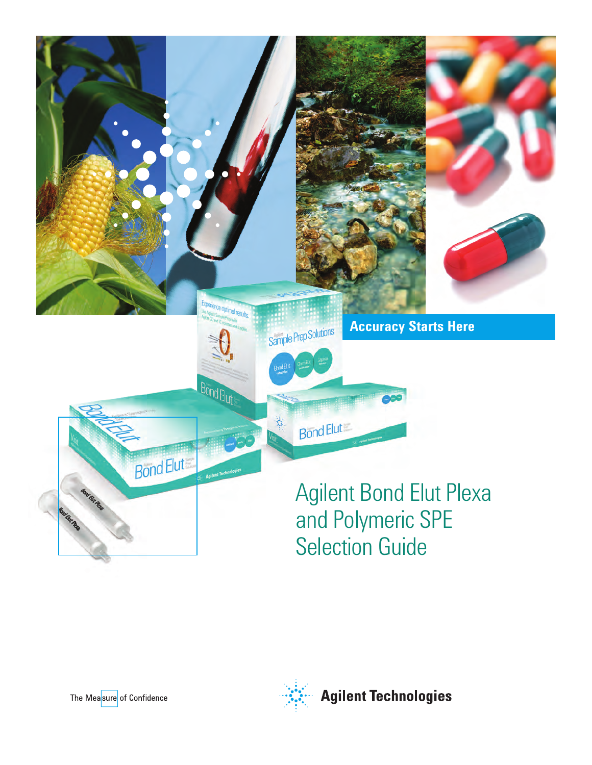Accuracy Starts Here

# Agilent Bond Elut Plexa and Polymeric SPE Selection Guide

The Measure of Confidence

Agilent Technologies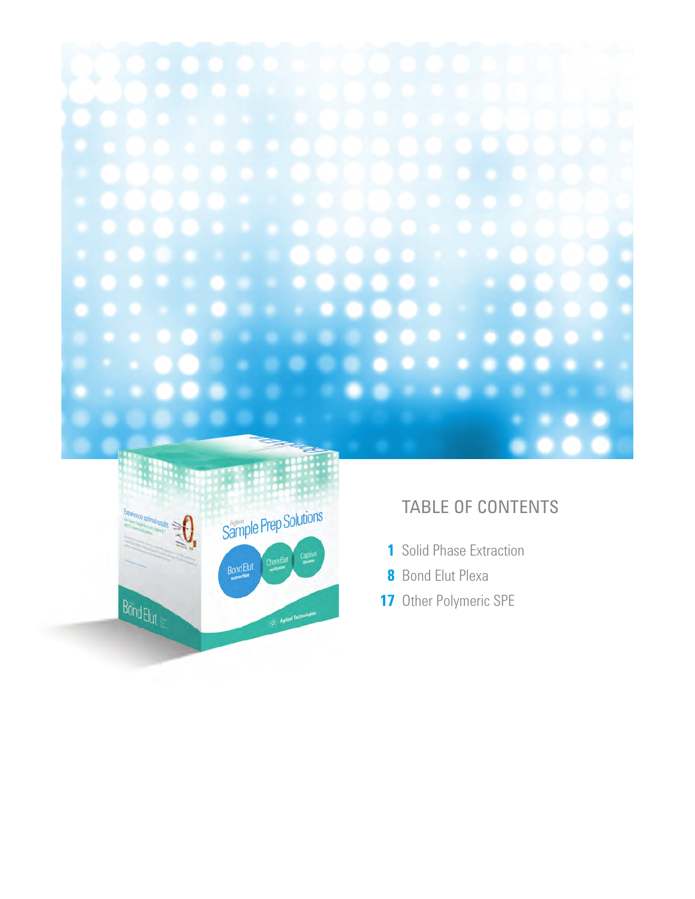## TABLE OF CONTENTS

**1** Solid Phase Extraction

**8** Bond Elut Plexa

**17** Other Polymeric SPE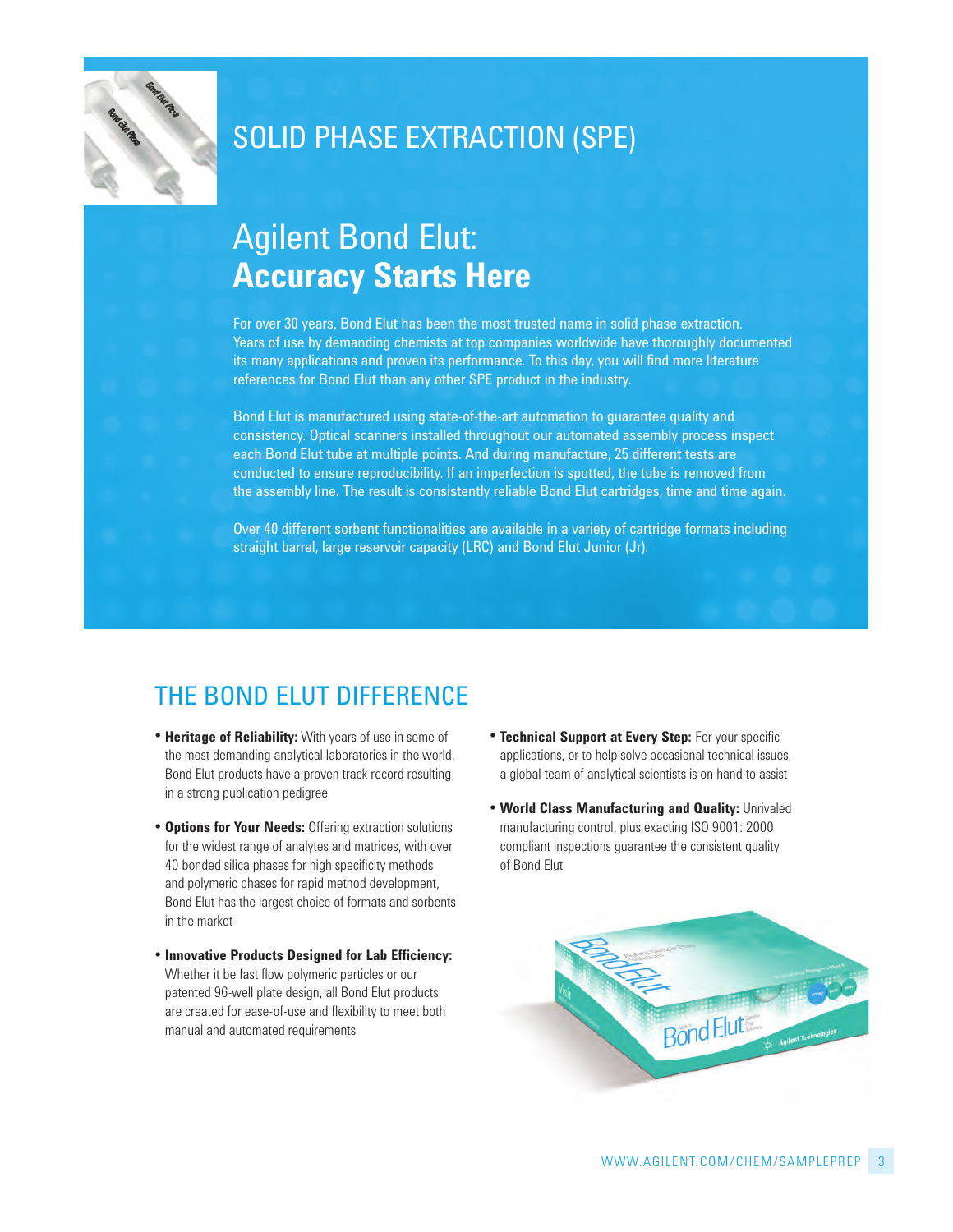# SOLID PHASE EXTRACTION (SPE)

## Agilent Bond Elut: **Accuracy Starts Here**

For over 30 years, Bond Elut has been the most trusted name in solid phase extraction. Years of use by demanding chemists at top companies worldwide have thoroughly documented its many applications and proven its performance. To this day, you will find more literature references for Bond Elut than any other SPE product in the industry.

Bond Elut is manufactured using state-of-the-art automation to guarantee quality and consistency. Optical scanners installed throughout our automated assembly process inspect each Bond Elut tube at multiple points. And during manufacture, 25 different tests are conducted to ensure reproducibility. If an imperfection is spotted, the tube is removed from the assembly line. The result is consistently reliable Bond Elut cartridges, time and time again.

Over 40 different sorbent functionalities are available in a variety of cartridge formats including straight barrel, large reservoir capacity (LRC) and Bond Elut Junior (Jr).

## THE BOND ELUT DIFFERENCE

- **Heritage of Reliability:** With years of use in some of the most demanding analytical laboratories in the world, Bond Elut products have a proven track record resulting in a strong publication pedigree
- **Options for Your Needs:** Offering extraction solutions for the widest range of analytes and matrices, with over 40 bonded silica phases for high specificity methods and polymeric phases for rapid method development, Bond Elut has the largest choice of formats and sorbents in the market
- **Innovative Products Designed for Lab Efficiency:** Whether it be fast flow polymeric particles or our patented 96-well plate design, all Bond Elut products are created for ease-of-use and flexibility to meet both manual and automated requirements
- **Technical Support at Every Step:** For your specific applications, or to help solve occasional technical issues, a global team of analytical scientists is on hand to assist
- **World Class Manufacturing and Quality:** Unrivaled manufacturing control, plus exacting ISO 9001: 2000 compliant inspections guarantee the consistent quality of Bond Elut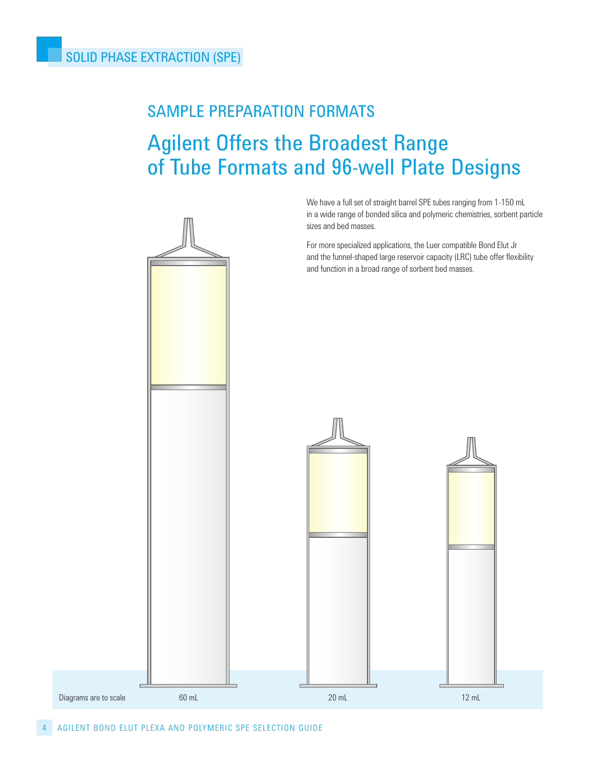## SAMPLE PREPARATION FORMATS

# Agilent Offers the Broadest Range of Tube Formats and 96-well Plate Designs

We have a full set of straight barrel SPE tubes ranging from 1-150 mL in a wide range of bonded silica and polymeric chemistries, sorbent particle sizes and bed masses.

For more specialized applications, the Luer compatible Bond Elut Jr and the funnel-shaped large reservoir capacity (LRC) tube offer flexibility and function in a broad range of sorbent bed masses.

Diagrams are to scale

60 mL

20 mL

12 mL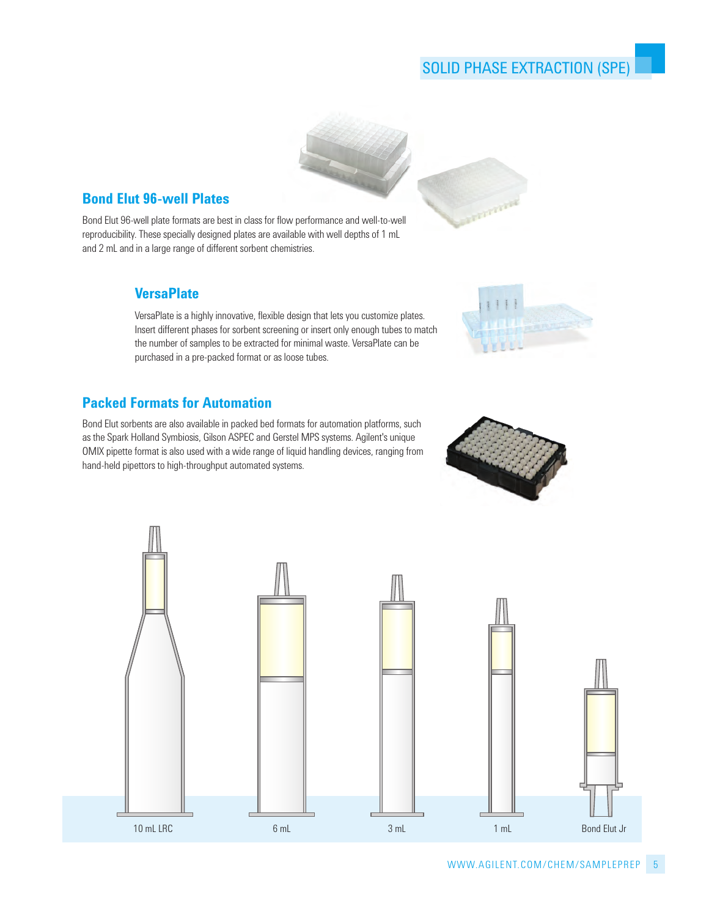# SOLID PHASE EXTRACTION (SPE)

## Bond Elut 96-well Plates

Bond Elut 96-well plate formats are best in class for flow performance and well-to-well reproducibility. These specially designed plates are available with well depths of 1 mL and 2 mL and in a large range of different sorbent chemistries.

### VersaPlate

VersaPlate is a highly innovative, flexible design that lets you customize plates. Insert different phases for sorbent screening or insert only enough tubes to match the number of samples to be extracted for minimal waste. VersaPlate can be purchased in a pre-packed format or as loose tubes.

## Packed Formats for Automation

Bond Elut sorbents are also available in packed bed formats for automation platforms, such as the Spark Holland Symbiosis, Gilson ASPEC and Gerstel MPS systems. Agilent's unique OMIX pipette format is also used with a wide range of liquid handling devices, ranging from hand-held pipettors to high-throughput automated systems.

10 mL LRC | 6 mL | 3 mL | 1 mL | Bond Elut Jr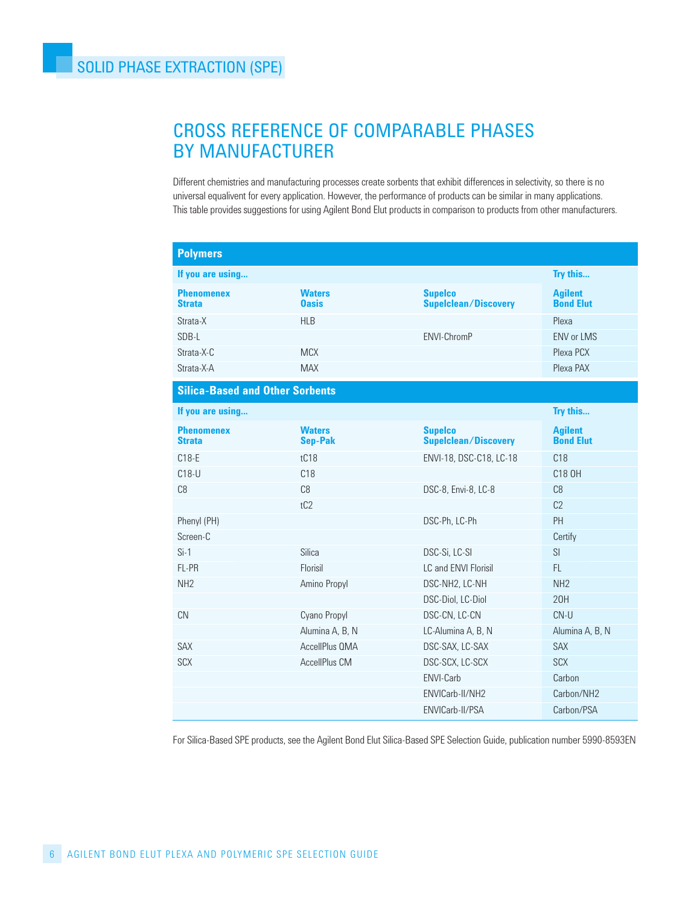## SOLID PHASE EXTRACTION (SPE)

# CROSS REFERENCE OF COMPARABLE PHASES BY MANUFACTURER

Different chemistries and manufacturing processes create sorbents that exhibit differences in selectivity, so there is no universal equalivent for every application. However, the performance of products can be similar in many applications. This table provides suggestions for using Agilent Bond Elut products in comparison to products from other manufacturers.

| **Polymers** | | | |
|---|---|---|---|
| **If you are using...** | | | **Try this...** |
| **Phenomenex Strata** | **Waters Oasis** | **Supelco Supelclean/Discovery** | **Agilent Bond Elut** |
| Strata-X | HLB | | Plexa |
| SDB-L | | ENVI-ChromP | ENV or LMS |
| Strata-X-C | MCX | | Plexa PCX |
| Strata-X-A | MAX | | Plexa PAX |

| **Silica-Based and Other Sorbents** | | | |
|---|---|---|---|
| **If you are using...** | | | **Try this...** |
| **Phenomenex Strata** | **Waters Sep-Pak** | **Supelco Supelclean/Discovery** | **Agilent Bond Elut** |
| C18-E | tC18 | ENVI-18, DSC-C18, LC-18 | C18 |
| C18-U | C18 | | C18 OH |
| C8 | C8 | DSC-8, Envi-8, LC-8 | C8 |
| | tC2 | | C2 |
| Phenyl (PH) | | DSC-Ph, LC-Ph | PH |
| Screen-C | | | Certify |
| Si-1 | Silica | DSC-Si, LC-SI | SI |
| FL-PR | Florisil | LC and ENVI Florisil | FL |
| NH2 | Amino Propyl | DSC-NH2, LC-NH | NH2 |
| | | DSC-Diol, LC-Diol | 2OH |
| CN | Cyano Propyl | DSC-CN, LC-CN | CN-U |
| | Alumina A, B, N | LC-Alumina A, B, N | Alumina A, B, N |
| SAX | AccellPlus QMA | DSC-SAX, LC-SAX | SAX |
| SCX | AccellPlus CM | DSC-SCX, LC-SCX | SCX |
| | | ENVI-Carb | Carbon |
| | | ENVICarb-II/NH2 | Carbon/NH2 |
| | | ENVICarb-II/PSA | Carbon/PSA |

For Silica-Based SPE products, see the Agilent Bond Elut Silica-Based SPE Selection Guide, publication number 5990-8593EN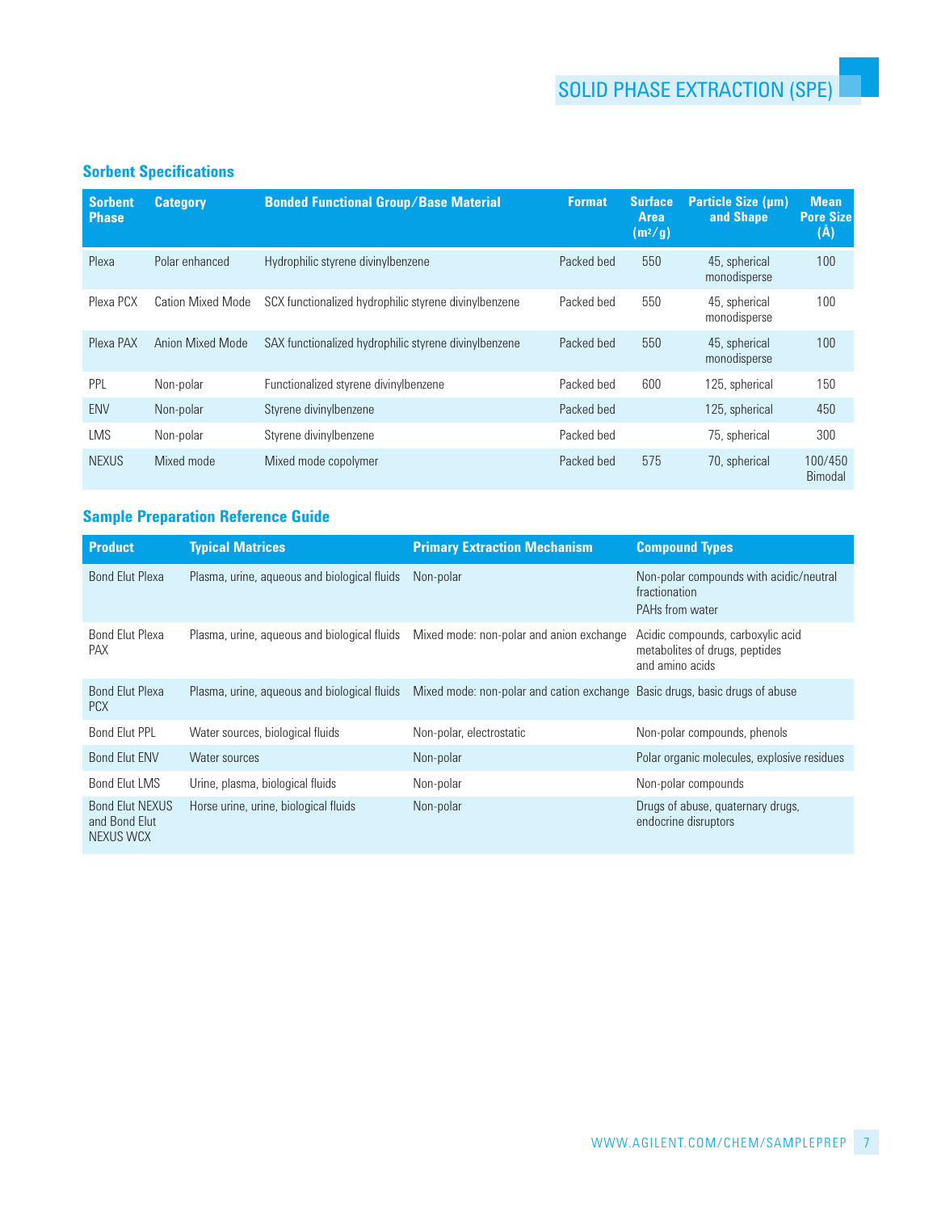## Sorbent Specifications

| Sorbent Phase | Category | Bonded Functional Group/Base Material | Format | Surface Area ($m^2/g$) | Particle Size (µm) and Shape | Mean Pore Size (Å) |
|---|---|---|---|---|---|---|
| Plexa | Polar enhanced | Hydrophilic styrene divinylbenzene | Packed bed | 550 | 45, spherical monodisperse | 100 |
| Plexa PCX | Cation Mixed Mode | SCX functionalized hydrophilic styrene divinylbenzene | Packed bed | 550 | 45, spherical monodisperse | 100 |
| Plexa PAX | Anion Mixed Mode | SAX functionalized hydrophilic styrene divinylbenzene | Packed bed | 550 | 45, spherical monodisperse | 100 |
| PPL | Non-polar | Functionalized styrene divinylbenzene | Packed bed | 600 | 125, spherical | 150 |
| ENV | Non-polar | Styrene divinylbenzene | Packed bed | | 125, spherical | 450 |
| LMS | Non-polar | Styrene divinylbenzene | Packed bed | | 75, spherical | 300 |
| NEXUS | Mixed mode | Mixed mode copolymer | Packed bed | 575 | 70, spherical | 100/450 Bimodal |

## Sample Preparation Reference Guide

| Product | Typical Matrices | Primary Extraction Mechanism | Compound Types |
|---|---|---|---|
| Bond Elut Plexa | Plasma, urine, aqueous and biological fluids | Non-polar | Non-polar compounds with acidic/neutral fractionation<br>PAHs from water |
| Bond Elut Plexa PAX | Plasma, urine, aqueous and biological fluids | Mixed mode: non-polar and anion exchange | Acidic compounds, carboxylic acid metabolites of drugs, peptides and amino acids |
| Bond Elut Plexa PCX | Plasma, urine, aqueous and biological fluids | Mixed mode: non-polar and cation exchange | Basic drugs, basic drugs of abuse |
| Bond Elut PPL | Water sources, biological fluids | Non-polar, electrostatic | Non-polar compounds, phenols |
| Bond Elut ENV | Water sources | Non-polar | Polar organic molecules, explosive residues |
| Bond Elut LMS | Urine, plasma, biological fluids | Non-polar | Non-polar compounds |
| Bond Elut NEXUS and Bond Elut NEXUS WCX | Horse urine, urine, biological fluids | Non-polar | Drugs of abuse, quaternary drugs, endocrine disruptors |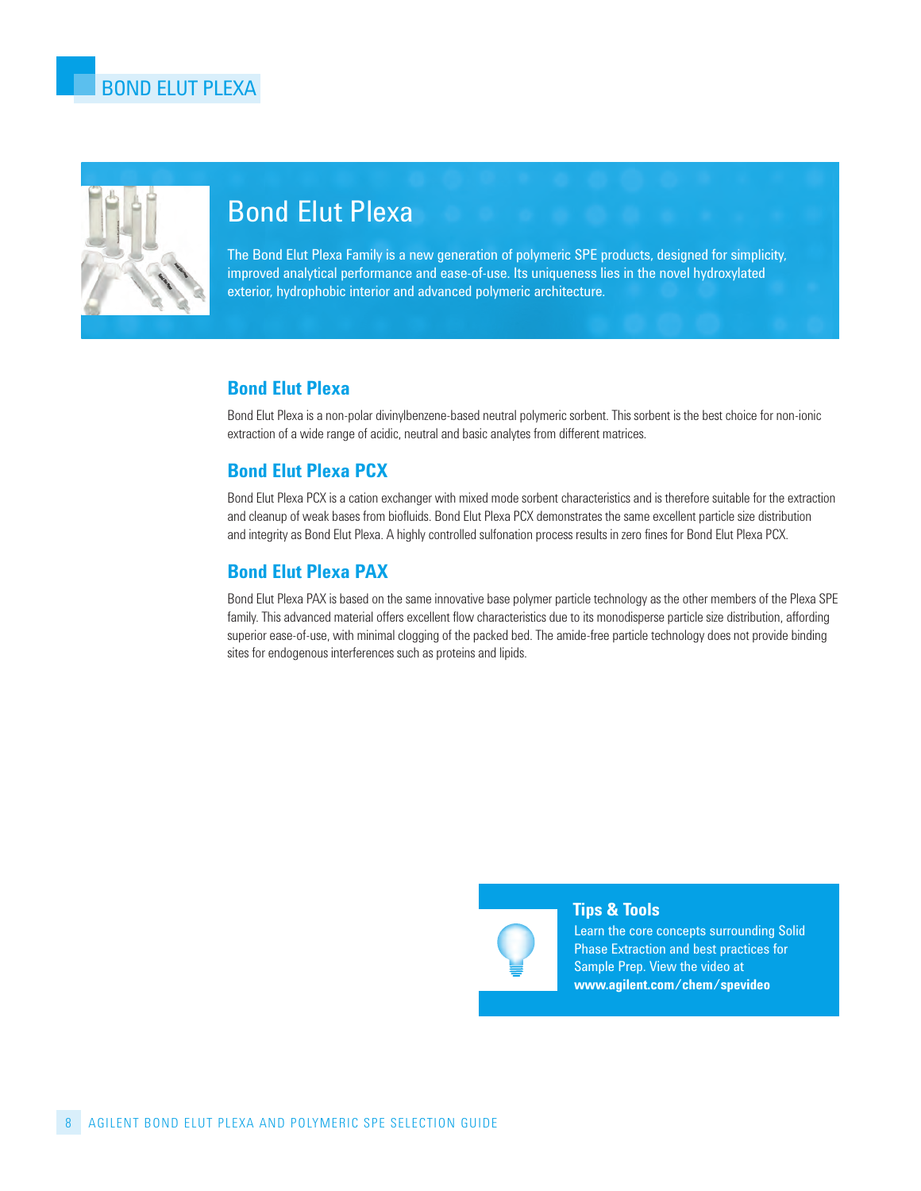# Bond Elut Plexa

The Bond Elut Plexa Family is a new generation of polymeric SPE products, designed for simplicity, improved analytical performance and ease-of-use. Its uniqueness lies in the novel hydroxylated exterior, hydrophobic interior and advanced polymeric architecture.

## Bond Elut Plexa

Bond Elut Plexa is a non-polar divinylbenzene-based neutral polymeric sorbent. This sorbent is the best choice for non-ionic extraction of a wide range of acidic, neutral and basic analytes from different matrices.

## Bond Elut Plexa PCX

Bond Elut Plexa PCX is a cation exchanger with mixed mode sorbent characteristics and is therefore suitable for the extraction and cleanup of weak bases from biofluids. Bond Elut Plexa PCX demonstrates the same excellent particle size distribution and integrity as Bond Elut Plexa. A highly controlled sulfonation process results in zero fines for Bond Elut Plexa PCX.

## Bond Elut Plexa PAX

Bond Elut Plexa PAX is based on the same innovative base polymer particle technology as the other members of the Plexa SPE family. This advanced material offers excellent flow characteristics due to its monodisperse particle size distribution, affording superior ease-of-use, with minimal clogging of the packed bed. The amide-free particle technology does not provide binding sites for endogenous interferences such as proteins and lipids.

### Tips & Tools

Learn the core concepts surrounding Solid Phase Extraction and best practices for Sample Prep. View the video at **www.agilent.com/chem/spevideo**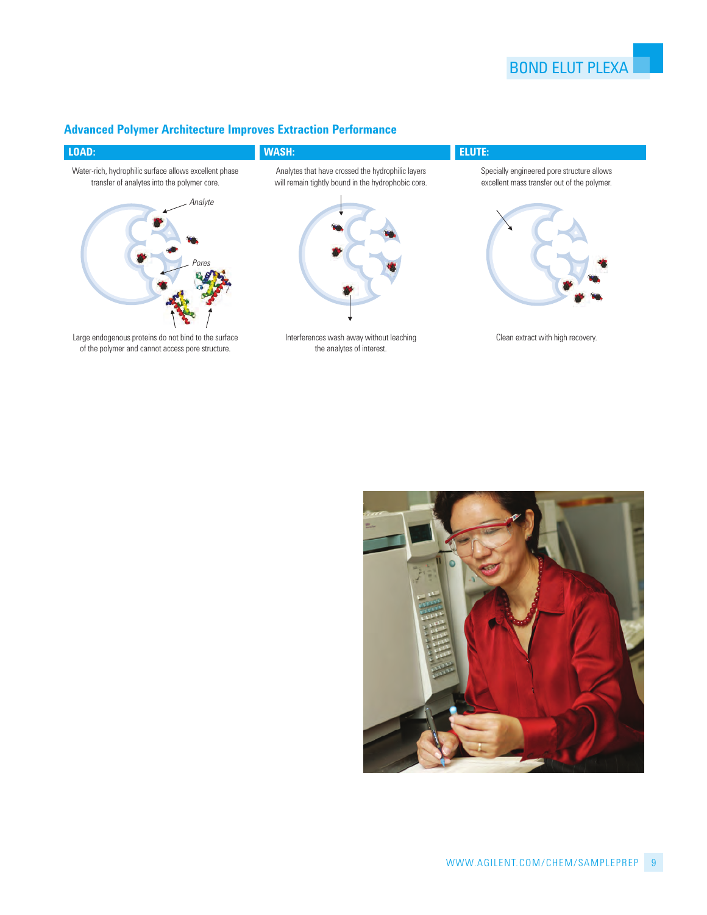## Advanced Polymer Architecture Improves Extraction Performance

**LOAD:**

Water-rich, hydrophilic surface allows excellent phase transfer of analytes into the polymer core.

*Analyte*

*Pores*

Large endogenous proteins do not bind to the surface of the polymer and cannot access pore structure.

**WASH:**

Analytes that have crossed the hydrophilic layers will remain tightly bound in the hydrophobic core.

Interferences wash away without leaching the analytes of interest.

**ELUTE:**

Specially engineered pore structure allows excellent mass transfer out of the polymer.

Clean extract with high recovery.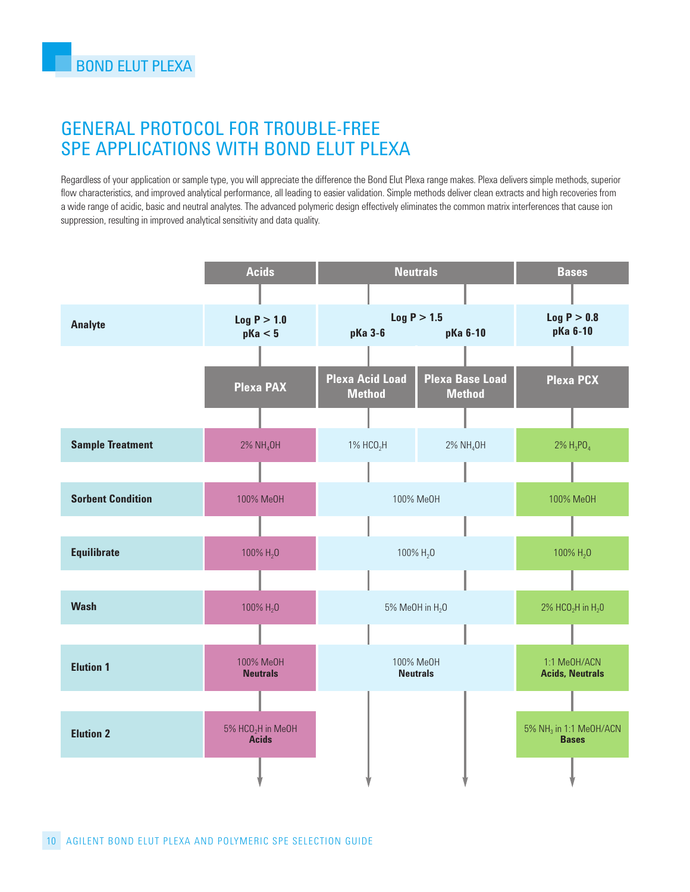# GENERAL PROTOCOL FOR TROUBLE-FREE SPE APPLICATIONS WITH BOND ELUT PLEXA

Regardless of your application or sample type, you will appreciate the difference the Bond Elut Plexa range makes. Plexa delivers simple methods, superior flow characteristics, and improved analytical performance, all leading to easier validation. Simple methods deliver clean extracts and high recoveries from a wide range of acidic, basic and neutral analytes. The advanced polymeric design effectively eliminates the common matrix interferences that cause ion suppression, resulting in improved analytical sensitivity and data quality.

| | Acids | Neutrals | | Bases |
|---|---|---|---|---|
| **Analyte** | Log P > 1.0<br>pKa < 5 | Log P > 1.5<br>pKa 3-6 | Log P > 1.5<br>pKa 6-10 | Log P > 0.8<br>pKa 6-10 |
| | **Plexa PAX** | **Plexa Acid Load Method** | **Plexa Base Load Method** | **Plexa PCX** |
| **Sample Treatment** | 2% $NH_4OH$ | 1% $HCO_2H$ | 2% $NH_4OH$ | 2% $H_3PO_4$ |
| **Sorbent Condition** | 100% MeOH | 100% MeOH | | 100% MeOH |
| **Equilibrate** | 100% $H_2O$ | 100% $H_2O$ | | 100% $H_2O$ |
| **Wash** | 100% $H_2O$ | 5% MeOH in $H_2O$ | | 2% $HCO_2H$ in $H_2O$ |
| **Elution 1** | 100% MeOH<br>**Neutrals** | 100% MeOH<br>**Neutrals** | | 1:1 MeOH/ACN<br>**Acids, Neutrals** |
| **Elution 2** | 5% $HCO_2H$ in MeOH<br>**Acids** | | | 5% $NH_3$ in 1:1 MeOH/ACN<br>**Bases** |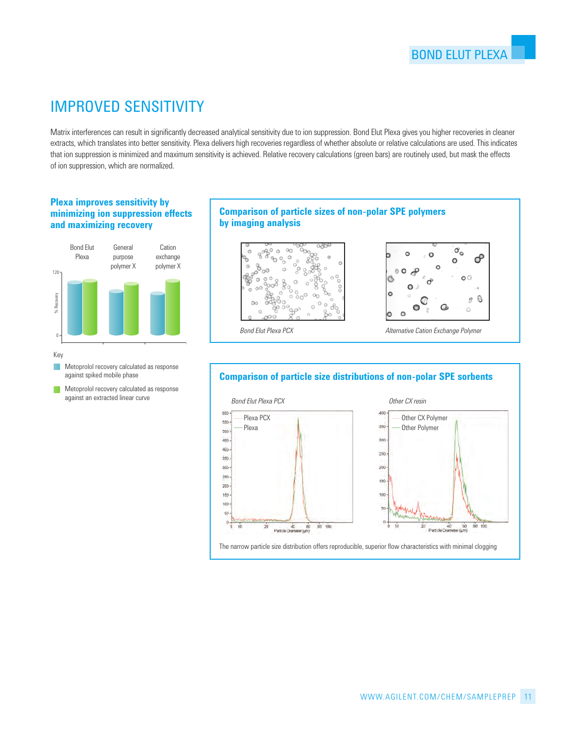# IMPROVED SENSITIVITY

Matrix interferences can result in significantly decreased analytical sensitivity due to ion suppression. Bond Elut Plexa gives you higher recoveries in cleaner extracts, which translates into better sensitivity. Plexa delivers high recoveries regardless of whether absolute or relative calculations are used. This indicates that ion suppression is minimized and maximum sensitivity is achieved. Relative recovery calculations (green bars) are routinely used, but mask the effects of ion suppression, which are normalized.

### Plexa improves sensitivity by minimizing ion suppression effects and maximizing recovery

Bond Elut Plexa | General purpose polymer X | Cation exchange polymer X

% Recovery: 0, 120

Key

- Metoprolol recovery calculated as response against spiked mobile phase
- Metoprolol recovery calculated as response against an extracted linear curve

### Comparison of particle sizes of non-polar SPE polymers by imaging analysis

*Bond Elut Plexa PCX*

*Alternative Cation Exchange Polymer*

### Comparison of particle size distributions of non-polar SPE sorbents

*Bond Elut Plexa PCX*

Plexa PCX
Plexa

*Other CX resin*

Other CX Polymer
Other Polymer

Particle Diameter (µm)

The narrow particle size distribution offers reproducible, superior flow characteristics with minimal clogging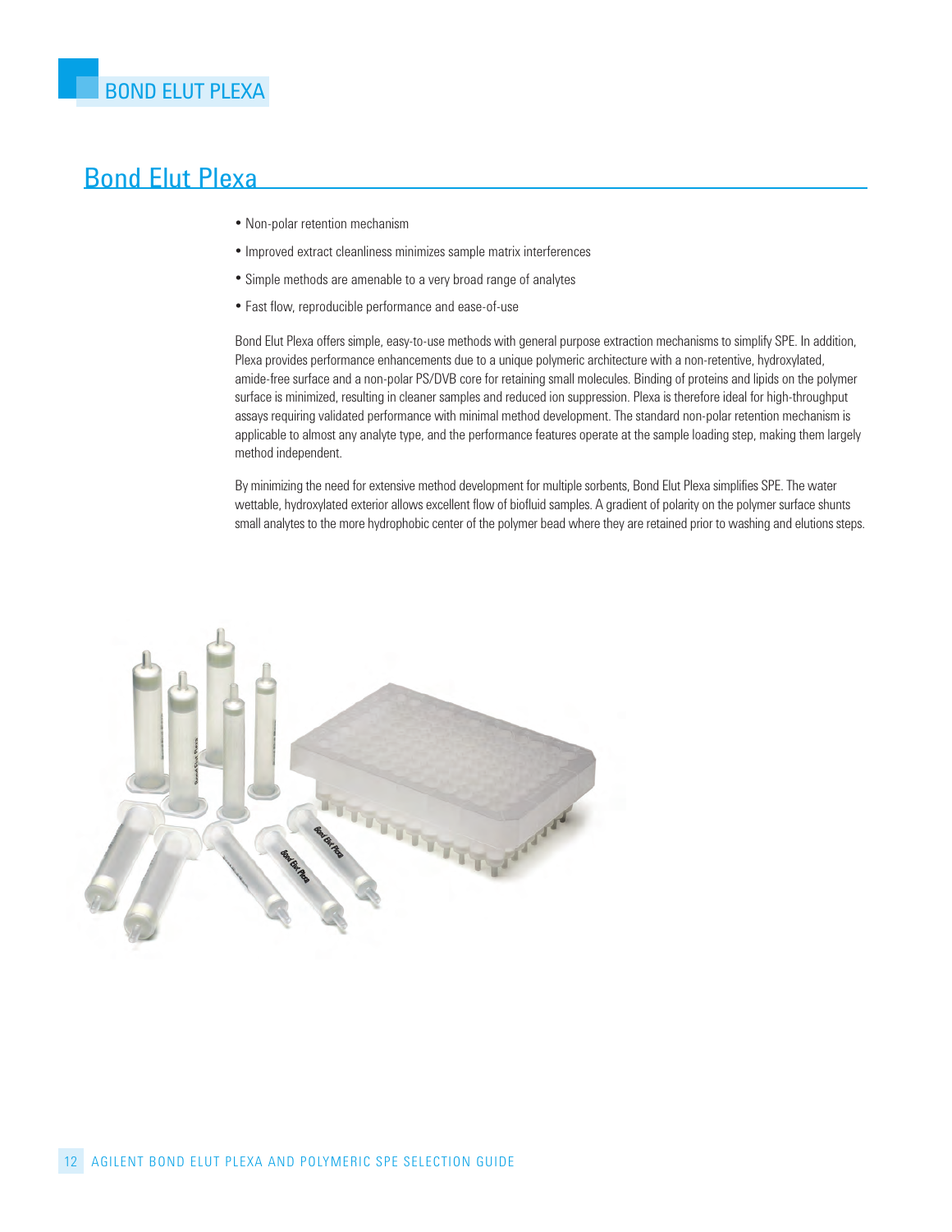# Bond Elut Plexa

- Non-polar retention mechanism
- Improved extract cleanliness minimizes sample matrix interferences
- Simple methods are amenable to a very broad range of analytes
- Fast flow, reproducible performance and ease-of-use

Bond Elut Plexa offers simple, easy-to-use methods with general purpose extraction mechanisms to simplify SPE. In addition, Plexa provides performance enhancements due to a unique polymeric architecture with a non-retentive, hydroxylated, amide-free surface and a non-polar PS/DVB core for retaining small molecules. Binding of proteins and lipids on the polymer surface is minimized, resulting in cleaner samples and reduced ion suppression. Plexa is therefore ideal for high-throughput assays requiring validated performance with minimal method development. The standard non-polar retention mechanism is applicable to almost any analyte type, and the performance features operate at the sample loading step, making them largely method independent.

By minimizing the need for extensive method development for multiple sorbents, Bond Elut Plexa simplifies SPE. The water wettable, hydroxylated exterior allows excellent flow of biofluid samples. A gradient of polarity on the polymer surface shunts small analytes to the more hydrophobic center of the polymer bead where they are retained prior to washing and elutions steps.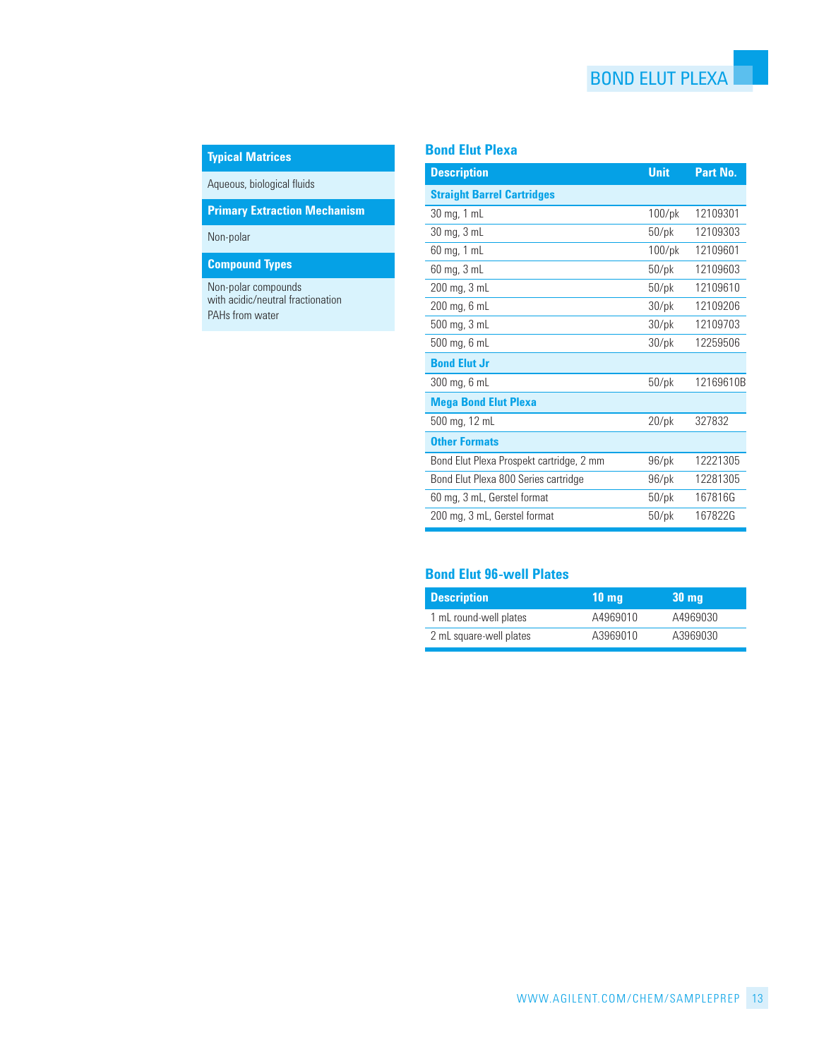## Typical Matrices

Aqueous, biological fluids

## Primary Extraction Mechanism

Non-polar

## Compound Types

Non-polar compounds
with acidic/neutral fractionation

PAHs from water

## Bond Elut Plexa

| Description | Unit | Part No. |
|---|---|---|
| **Straight Barrel Cartridges** | | |
| 30 mg, 1 mL | 100/pk | 12109301 |
| 30 mg, 3 mL | 50/pk | 12109303 |
| 60 mg, 1 mL | 100/pk | 12109601 |
| 60 mg, 3 mL | 50/pk | 12109603 |
| 200 mg, 3 mL | 50/pk | 12109610 |
| 200 mg, 6 mL | 30/pk | 12109206 |
| 500 mg, 3 mL | 30/pk | 12109703 |
| 500 mg, 6 mL | 30/pk | 12259506 |
| **Bond Elut Jr** | | |
| 300 mg, 6 mL | 50/pk | 12169610B |
| **Mega Bond Elut Plexa** | | |
| 500 mg, 12 mL | 20/pk | 327832 |
| **Other Formats** | | |
| Bond Elut Plexa Prospekt cartridge, 2 mm | 96/pk | 12221305 |
| Bond Elut Plexa 800 Series cartridge | 96/pk | 12281305 |
| 60 mg, 3 mL, Gerstel format | 50/pk | 167816G |
| 200 mg, 3 mL, Gerstel format | 50/pk | 167822G |

## Bond Elut 96-well Plates

| Description | 10 mg | 30 mg |
|---|---|---|
| 1 mL round-well plates | A4969010 | A4969030 |
| 2 mL square-well plates | A3969010 | A3969030 |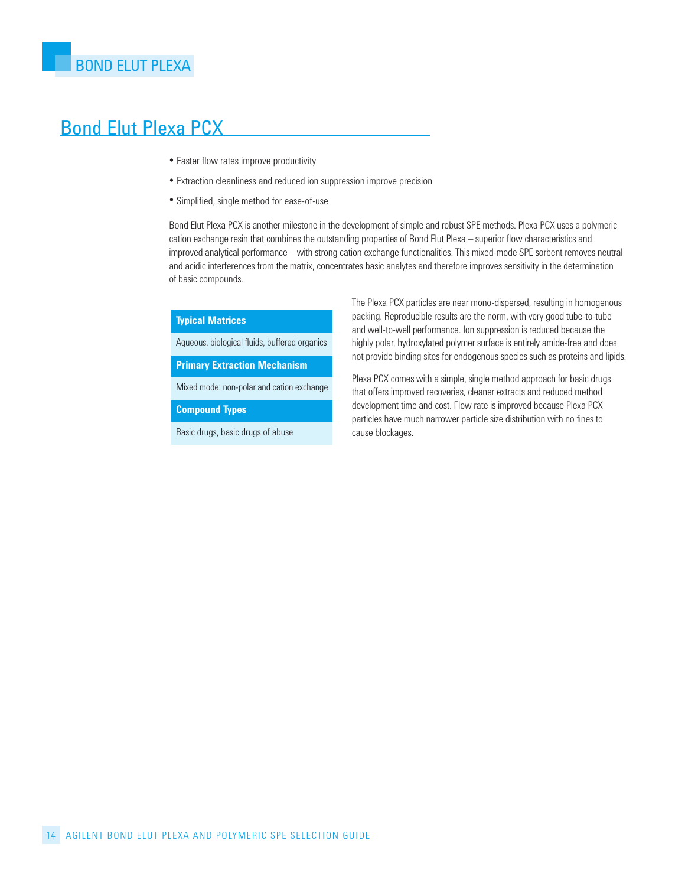# BOND ELUT PLEXA

## Bond Elut Plexa PCX

- Faster flow rates improve productivity
- Extraction cleanliness and reduced ion suppression improve precision
- Simplified, single method for ease-of-use

Bond Elut Plexa PCX is another milestone in the development of simple and robust SPE methods. Plexa PCX uses a polymeric cation exchange resin that combines the outstanding properties of Bond Elut Plexa – superior flow characteristics and improved analytical performance – with strong cation exchange functionalities. This mixed-mode SPE sorbent removes neutral and acidic interferences from the matrix, concentrates basic analytes and therefore improves sensitivity in the determination of basic compounds.

| Typical Matrices |
| --- |
| Aqueous, biological fluids, buffered organics |
| **Primary Extraction Mechanism** |
| Mixed mode: non-polar and cation exchange |
| **Compound Types** |
| Basic drugs, basic drugs of abuse |

The Plexa PCX particles are near mono-dispersed, resulting in homogenous packing. Reproducible results are the norm, with very good tube-to-tube and well-to-well performance. Ion suppression is reduced because the highly polar, hydroxylated polymer surface is entirely amide-free and does not provide binding sites for endogenous species such as proteins and lipids.

Plexa PCX comes with a simple, single method approach for basic drugs that offers improved recoveries, cleaner extracts and reduced method development time and cost. Flow rate is improved because Plexa PCX particles have much narrower particle size distribution with no fines to cause blockages.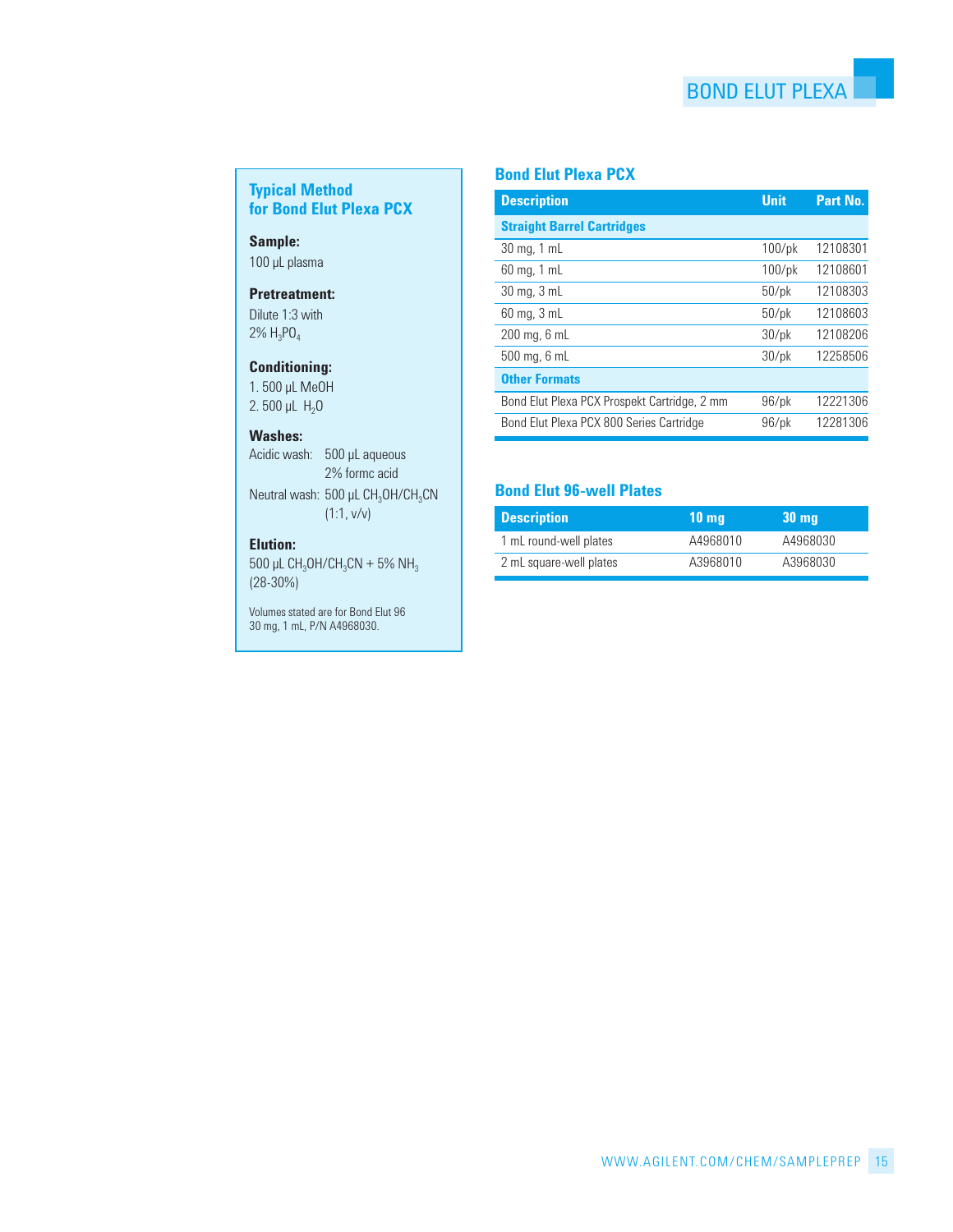### Typical Method for Bond Elut Plexa PCX

**Sample:**
100 µL plasma

**Pretreatment:**
Dilute 1:3 with 2% $H_3PO_4$

**Conditioning:**
1. 500 µL MeOH
2. 500 µL $H_2O$

**Washes:**
Acidic wash: 500 µL aqueous 2% formc acid
Neutral wash: 500 µL $CH_3OH/CH_3CN$ (1:1, v/v)

**Elution:**
500 µL $CH_3OH/CH_3CN$ + 5% $NH_3$ (28-30%)

Volumes stated are for Bond Elut 96 30 mg, 1 mL, P/N A4968030.

## Bond Elut Plexa PCX

| Description | Unit | Part No. |
|---|---|---|
| **Straight Barrel Cartridges** | | |
| 30 mg, 1 mL | 100/pk | 12108301 |
| 60 mg, 1 mL | 100/pk | 12108601 |
| 30 mg, 3 mL | 50/pk | 12108303 |
| 60 mg, 3 mL | 50/pk | 12108603 |
| 200 mg, 6 mL | 30/pk | 12108206 |
| 500 mg, 6 mL | 30/pk | 12258506 |
| **Other Formats** | | |
| Bond Elut Plexa PCX Prospekt Cartridge, 2 mm | 96/pk | 12221306 |
| Bond Elut Plexa PCX 800 Series Cartridge | 96/pk | 12281306 |

## Bond Elut 96-well Plates

| Description | 10 mg | 30 mg |
|---|---|---|
| 1 mL round-well plates | A4968010 | A4968030 |
| 2 mL square-well plates | A3968010 | A3968030 |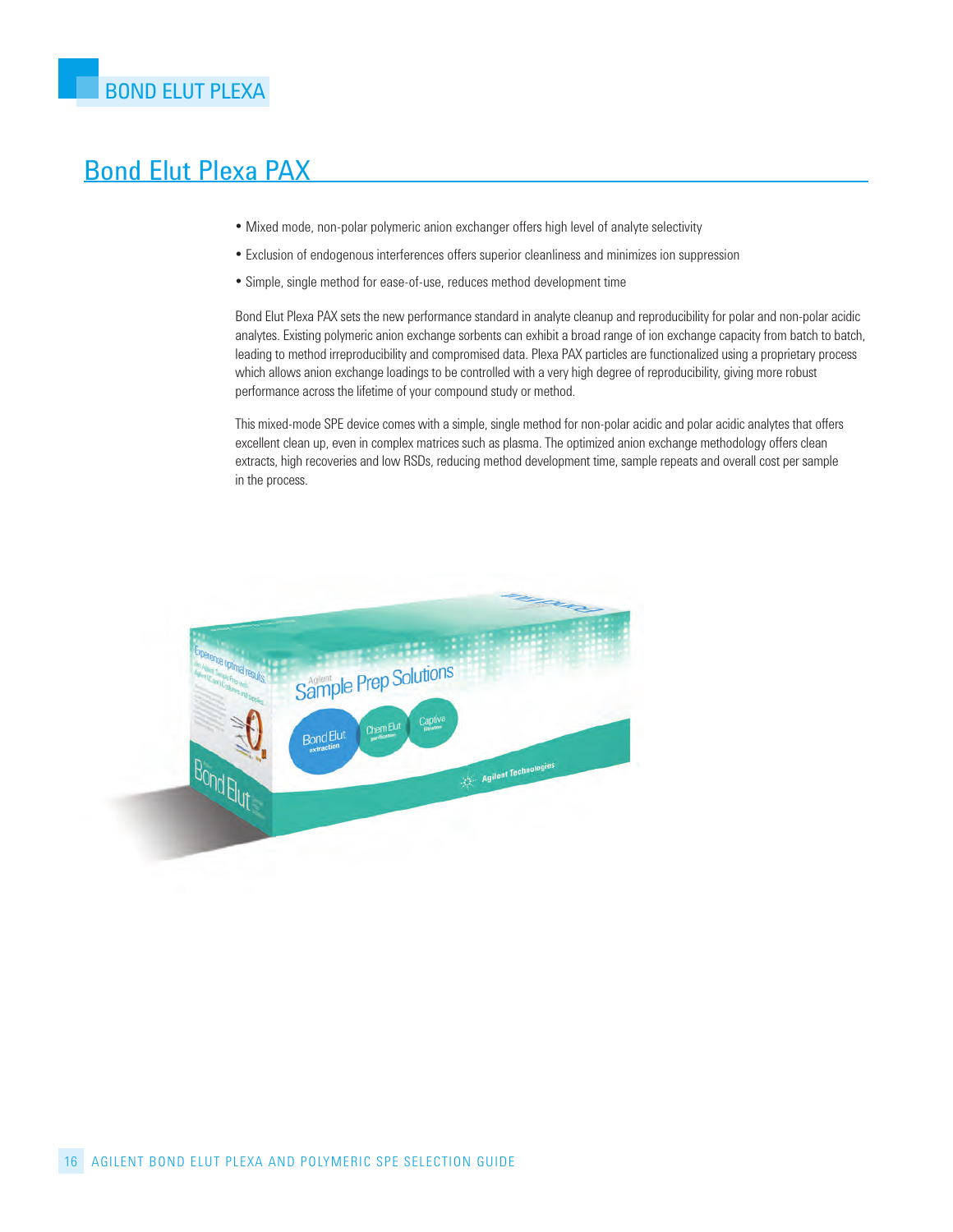## Bond Elut Plexa PAX

- Mixed mode, non-polar polymeric anion exchanger offers high level of analyte selectivity
- Exclusion of endogenous interferences offers superior cleanliness and minimizes ion suppression
- Simple, single method for ease-of-use, reduces method development time

Bond Elut Plexa PAX sets the new performance standard in analyte cleanup and reproducibility for polar and non-polar acidic analytes. Existing polymeric anion exchange sorbents can exhibit a broad range of ion exchange capacity from batch to batch, leading to method irreproducibility and compromised data. Plexa PAX particles are functionalized using a proprietary process which allows anion exchange loadings to be controlled with a very high degree of reproducibility, giving more robust performance across the lifetime of your compound study or method.

This mixed-mode SPE device comes with a simple, single method for non-polar acidic and polar acidic analytes that offers excellent clean up, even in complex matrices such as plasma. The optimized anion exchange methodology offers clean extracts, high recoveries and low RSDs, reducing method development time, sample repeats and overall cost per sample in the process.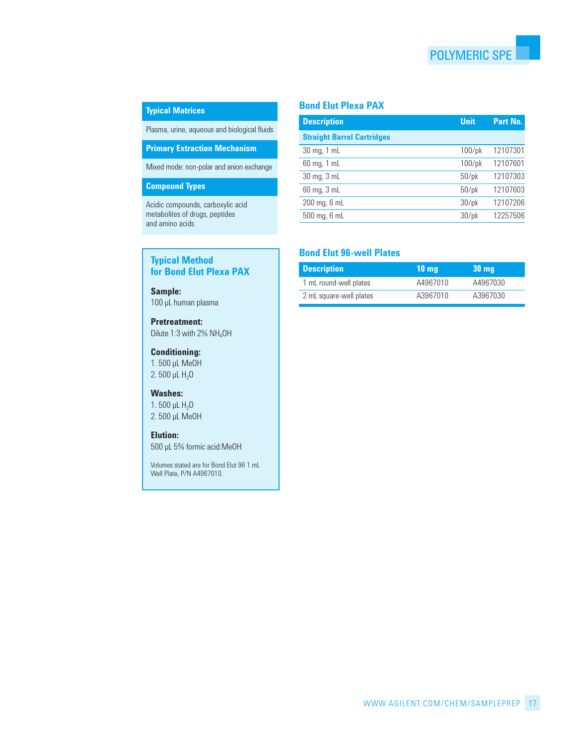## Typical Matrices

Plasma, urine, aqueous and biological fluids

## Primary Extraction Mechanism

Mixed mode: non-polar and anion exchange

## Compound Types

Acidic compounds, carboxylic acid metabolites of drugs, peptides and amino acids

## Typical Method for Bond Elut Plexa PAX

**Sample:**
100 µL human plasma

**Pretreatment:**
Dilute 1:3 with 2% $NH_4OH$

**Conditioning:**
1. 500 µL MeOH
2. 500 µL $H_2O$

**Washes:**
1. 500 µL $H_2O$
2. 500 µL MeOH

**Elution:**
500 µL 5% formic acid:MeOH

Volumes stated are for Bond Elut 96 1 mL Well Plate, P/N A4967010.

## Bond Elut Plexa PAX

| Description | Unit | Part No. |
|---|---|---|
| **Straight Barrel Cartridges** | | |
| 30 mg, 1 mL | 100/pk | 12107301 |
| 60 mg, 1 mL | 100/pk | 12107601 |
| 30 mg, 3 mL | 50/pk | 12107303 |
| 60 mg, 3 mL | 50/pk | 12107603 |
| 200 mg, 6 mL | 30/pk | 12107206 |
| 500 mg, 6 mL | 30/pk | 12257506 |

## Bond Elut 96-well Plates

| Description | 10 mg | 30 mg |
|---|---|---|
| 1 mL round-well plates | A4967010 | A4967030 |
| 2 mL square-well plates | A3967010 | A3967030 |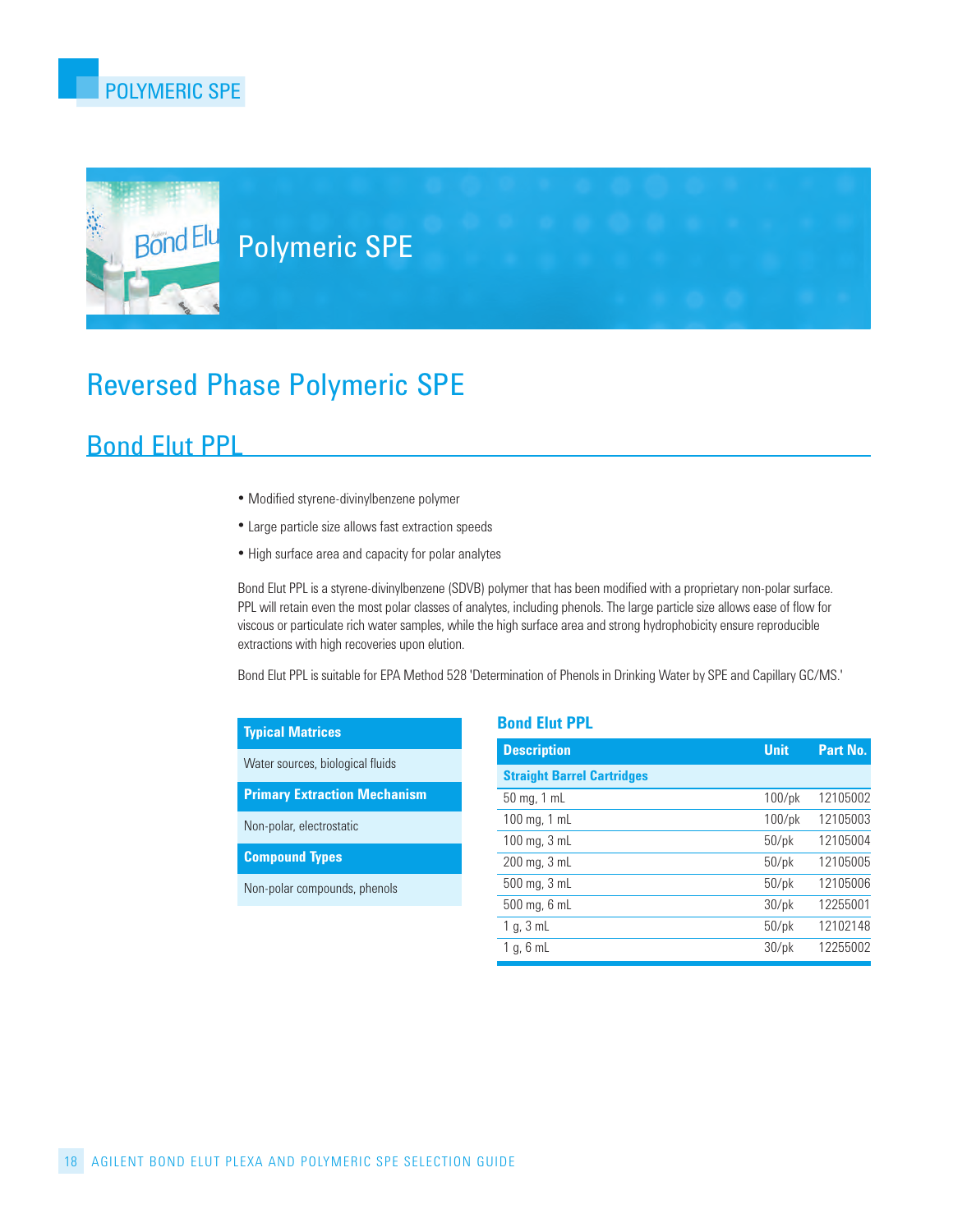# Polymeric SPE

## Reversed Phase Polymeric SPE

### Bond Elut PPL

- Modified styrene-divinylbenzene polymer
- Large particle size allows fast extraction speeds
- High surface area and capacity for polar analytes

Bond Elut PPL is a styrene-divinylbenzene (SDVB) polymer that has been modified with a proprietary non-polar surface. PPL will retain even the most polar classes of analytes, including phenols. The large particle size allows ease of flow for viscous or particulate rich water samples, while the high surface area and strong hydrophobicity ensure reproducible extractions with high recoveries upon elution.

Bond Elut PPL is suitable for EPA Method 528 'Determination of Phenols in Drinking Water by SPE and Capillary GC/MS.'

| Typical Matrices |
|---|
| Water sources, biological fluids |
| **Primary Extraction Mechanism** |
| Non-polar, electrostatic |
| **Compound Types** |
| Non-polar compounds, phenols |

**Bond Elut PPL**

| Description | Unit | Part No. |
|---|---|---|
| **Straight Barrel Cartridges** | | |
| 50 mg, 1 mL | 100/pk | 12105002 |
| 100 mg, 1 mL | 100/pk | 12105003 |
| 100 mg, 3 mL | 50/pk | 12105004 |
| 200 mg, 3 mL | 50/pk | 12105005 |
| 500 mg, 3 mL | 50/pk | 12105006 |
| 500 mg, 6 mL | 30/pk | 12255001 |
| 1 g, 3 mL | 50/pk | 12102148 |
| 1 g, 6 mL | 30/pk | 12255002 |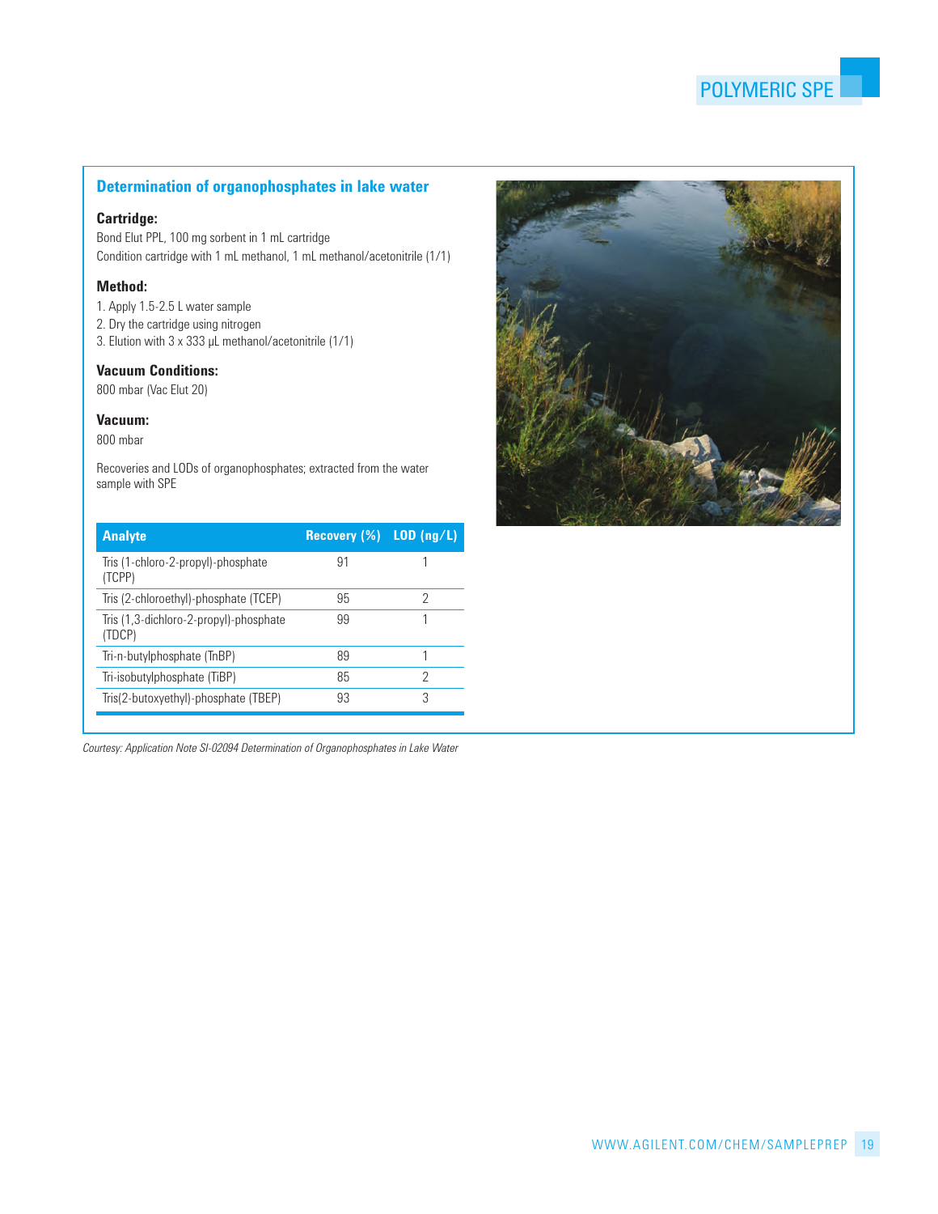## Determination of organophosphates in lake water

**Cartridge:**

Bond Elut PPL, 100 mg sorbent in 1 mL cartridge

Condition cartridge with 1 mL methanol, 1 mL methanol/acetonitrile (1/1)

**Method:**

1. Apply 1.5-2.5 L water sample
2. Dry the cartridge using nitrogen
3. Elution with 3 x 333 µL methanol/acetonitrile (1/1)

**Vacuum Conditions:**

800 mbar (Vac Elut 20)

**Vacuum:**

800 mbar

Recoveries and LODs of organophosphates; extracted from the water sample with SPE

| Analyte | Recovery (%) | LOD (ng/L) |
|---|---|---|
| Tris (1-chloro-2-propyl)-phosphate (TCPP) | 91 | 1 |
| Tris (2-chloroethyl)-phosphate (TCEP) | 95 | 2 |
| Tris (1,3-dichloro-2-propyl)-phosphate (TDCP) | 99 | 1 |
| Tri-n-butylphosphate (TnBP) | 89 | 1 |
| Tri-isobutylphosphate (TiBP) | 85 | 2 |
| Tris(2-butoxyethyl)-phosphate (TBEP) | 93 | 3 |

*Courtesy: Application Note SI-02094 Determination of Organophosphates in Lake Water*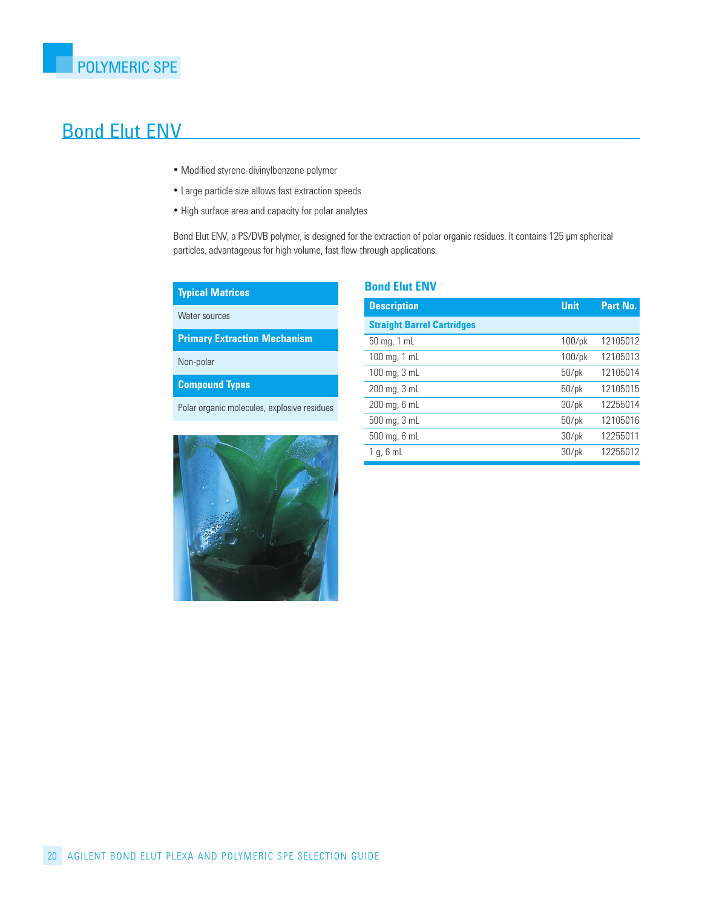# POLYMERIC SPE

## Bond Elut ENV

- Modified styrene-divinylbenzene polymer
- Large particle size allows fast extraction speeds
- High surface area and capacity for polar analytes

Bond Elut ENV, a PS/DVB polymer, is designed for the extraction of polar organic residues. It contains 125 µm spherical particles, advantageous for high volume, fast flow-through applications.

| Typical Matrices |
|---|
| Water sources |
| **Primary Extraction Mechanism** |
| Non-polar |
| **Compound Types** |
| Polar organic molecules, explosive residues |

### Bond Elut ENV

| Description | Unit | Part No. |
|---|---|---|
| **Straight Barrel Cartridges** | | |
| 50 mg, 1 mL | 100/pk | 12105012 |
| 100 mg, 1 mL | 100/pk | 12105013 |
| 100 mg, 3 mL | 50/pk | 12105014 |
| 200 mg, 3 mL | 50/pk | 12105015 |
| 200 mg, 6 mL | 30/pk | 12255014 |
| 500 mg, 3 mL | 50/pk | 12105016 |
| 500 mg, 6 mL | 30/pk | 12255011 |
| 1 g, 6 mL | 30/pk | 12255012 |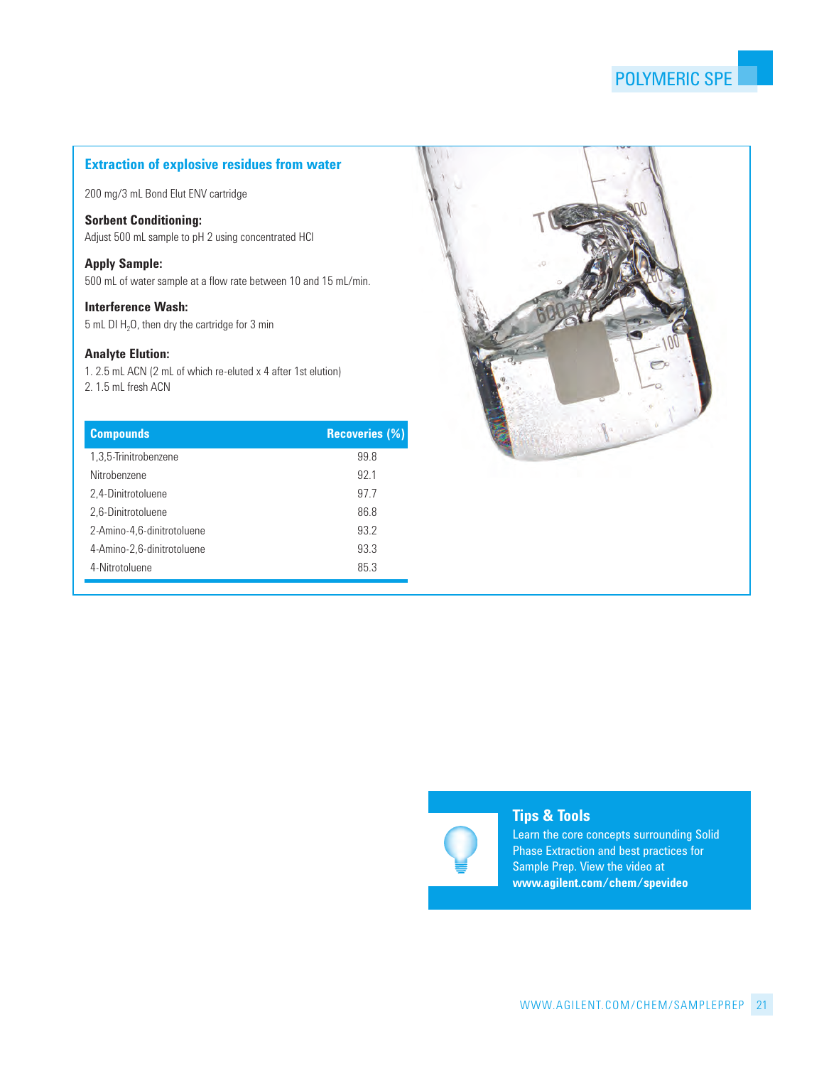## Extraction of explosive residues from water

200 mg/3 mL Bond Elut ENV cartridge

**Sorbent Conditioning:**
Adjust 500 mL sample to pH 2 using concentrated HCl

**Apply Sample:**
500 mL of water sample at a flow rate between 10 and 15 mL/min.

**Interference Wash:**
5 mL DI $H_2O$, then dry the cartridge for 3 min

**Analyte Elution:**
1. 2.5 mL ACN (2 mL of which re-eluted x 4 after 1st elution)
2. 1.5 mL fresh ACN

| Compounds | Recoveries (%) |
| --- | --- |
| 1,3,5-Trinitrobenzene | 99.8 |
| Nitrobenzene | 92.1 |
| 2,4-Dinitrotoluene | 97.7 |
| 2,6-Dinitrotoluene | 86.8 |
| 2-Amino-4,6-dinitrotoluene | 93.2 |
| 4-Amino-2,6-dinitrotoluene | 93.3 |
| 4-Nitrotoluene | 85.3 |

### Tips & Tools

Learn the core concepts surrounding Solid Phase Extraction and best practices for Sample Prep. View the video at **www.agilent.com/chem/spevideo**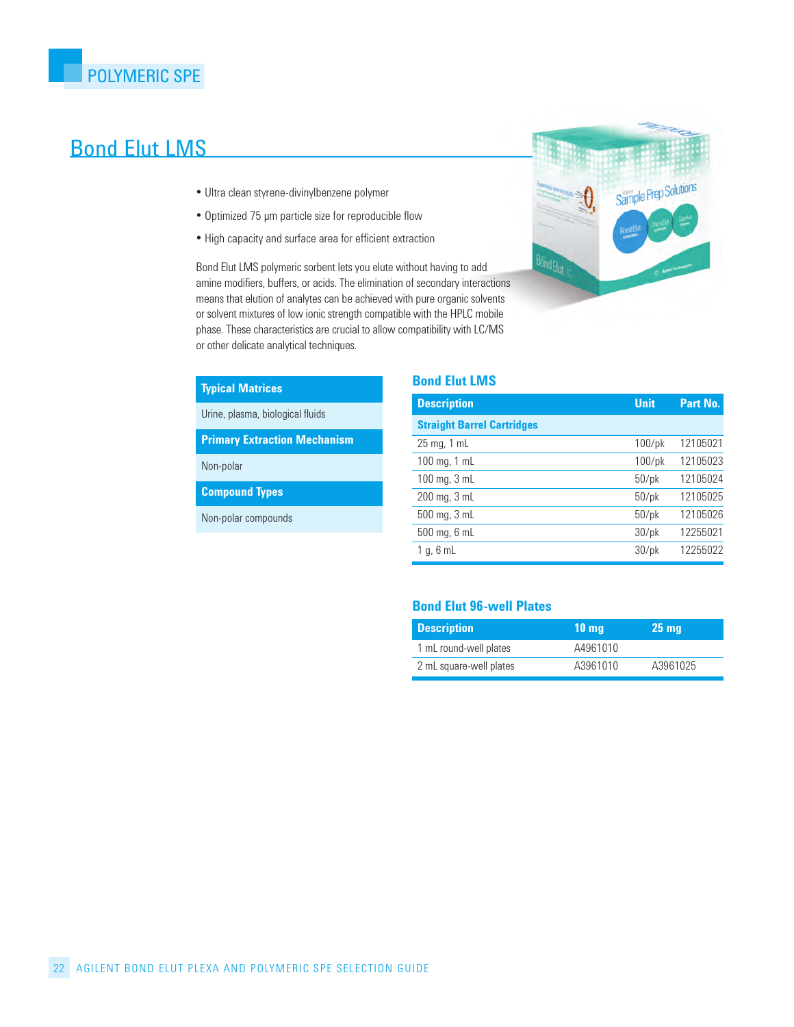POLYMERIC SPE

# Bond Elut LMS

- Ultra clean styrene-divinylbenzene polymer
- Optimized 75 µm particle size for reproducible flow
- High capacity and surface area for efficient extraction

Bond Elut LMS polymeric sorbent lets you elute without having to add amine modifiers, buffers, or acids. The elimination of secondary interactions means that elution of analytes can be achieved with pure organic solvents or solvent mixtures of low ionic strength compatible with the HPLC mobile phase. These characteristics are crucial to allow compatibility with LC/MS or other delicate analytical techniques.

| Typical Matrices |
|---|
| Urine, plasma, biological fluids |
| **Primary Extraction Mechanism** |
| Non-polar |
| **Compound Types** |
| Non-polar compounds |

### Bond Elut LMS

| Description | Unit | Part No. |
|---|---|---|
| **Straight Barrel Cartridges** | | |
| 25 mg, 1 mL | 100/pk | 12105021 |
| 100 mg, 1 mL | 100/pk | 12105023 |
| 100 mg, 3 mL | 50/pk | 12105024 |
| 200 mg, 3 mL | 50/pk | 12105025 |
| 500 mg, 3 mL | 50/pk | 12105026 |
| 500 mg, 6 mL | 30/pk | 12255021 |
| 1 g, 6 mL | 30/pk | 12255022 |

### Bond Elut 96-well Plates

| Description | 10 mg | 25 mg |
|---|---|---|
| 1 mL round-well plates | A4961010 | |
| 2 mL square-well plates | A3961010 | A3961025 |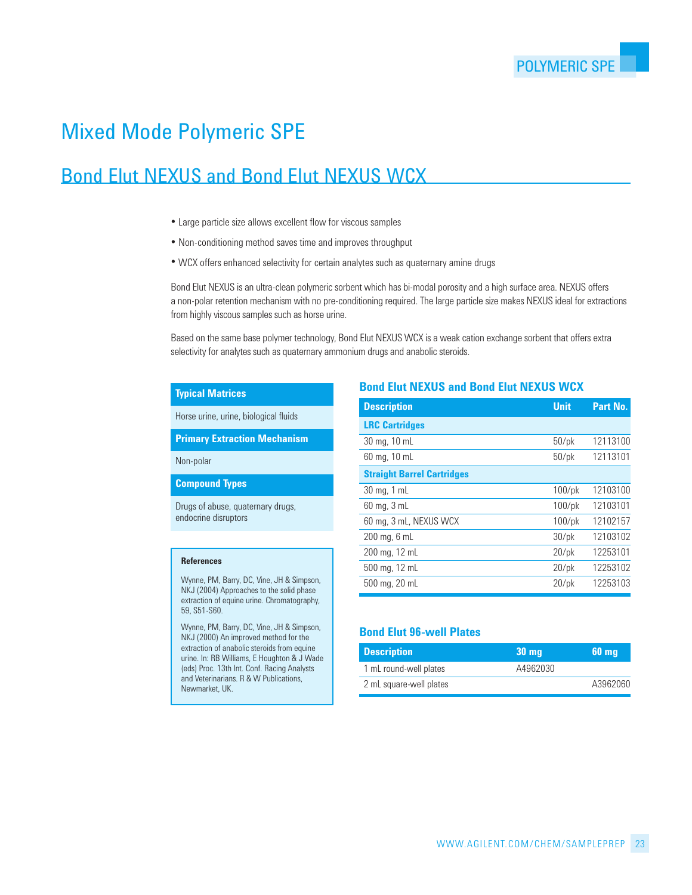# Mixed Mode Polymeric SPE

## Bond Elut NEXUS and Bond Elut NEXUS WCX

- Large particle size allows excellent flow for viscous samples
- Non-conditioning method saves time and improves throughput
- WCX offers enhanced selectivity for certain analytes such as quaternary amine drugs

Bond Elut NEXUS is an ultra-clean polymeric sorbent which has bi-modal porosity and a high surface area. NEXUS offers a non-polar retention mechanism with no pre-conditioning required. The large particle size makes NEXUS ideal for extractions from highly viscous samples such as horse urine.

Based on the same base polymer technology, Bond Elut NEXUS WCX is a weak cation exchange sorbent that offers extra selectivity for analytes such as quaternary ammonium drugs and anabolic steroids.

**Typical Matrices**

Horse urine, urine, biological fluids

**Primary Extraction Mechanism**

Non-polar

**Compound Types**

Drugs of abuse, quaternary drugs, endocrine disruptors

**References**

Wynne, PM, Barry, DC, Vine, JH & Simpson, NKJ (2004) Approaches to the solid phase extraction of equine urine. Chromatography, 59, S51-S60.

Wynne, PM, Barry, DC, Vine, JH & Simpson, NKJ (2000) An improved method for the extraction of anabolic steroids from equine urine. In: RB Williams, E Houghton & J Wade (eds) Proc. 13th Int. Conf. Racing Analysts and Veterinarians. R & W Publications, Newmarket, UK.

### Bond Elut NEXUS and Bond Elut NEXUS WCX

| Description | Unit | Part No. |
|---|---|---|
| **LRC Cartridges** | | |
| 30 mg, 10 mL | 50/pk | 12113100 |
| 60 mg, 10 mL | 50/pk | 12113101 |
| **Straight Barrel Cartridges** | | |
| 30 mg, 1 mL | 100/pk | 12103100 |
| 60 mg, 3 mL | 100/pk | 12103101 |
| 60 mg, 3 mL, NEXUS WCX | 100/pk | 12102157 |
| 200 mg, 6 mL | 30/pk | 12103102 |
| 200 mg, 12 mL | 20/pk | 12253101 |
| 500 mg, 12 mL | 20/pk | 12253102 |
| 500 mg, 20 mL | 20/pk | 12253103 |

### Bond Elut 96-well Plates

| Description | 30 mg | 60 mg |
|---|---|---|
| 1 mL round-well plates | A4962030 | |
| 2 mL square-well plates | | A3962060 |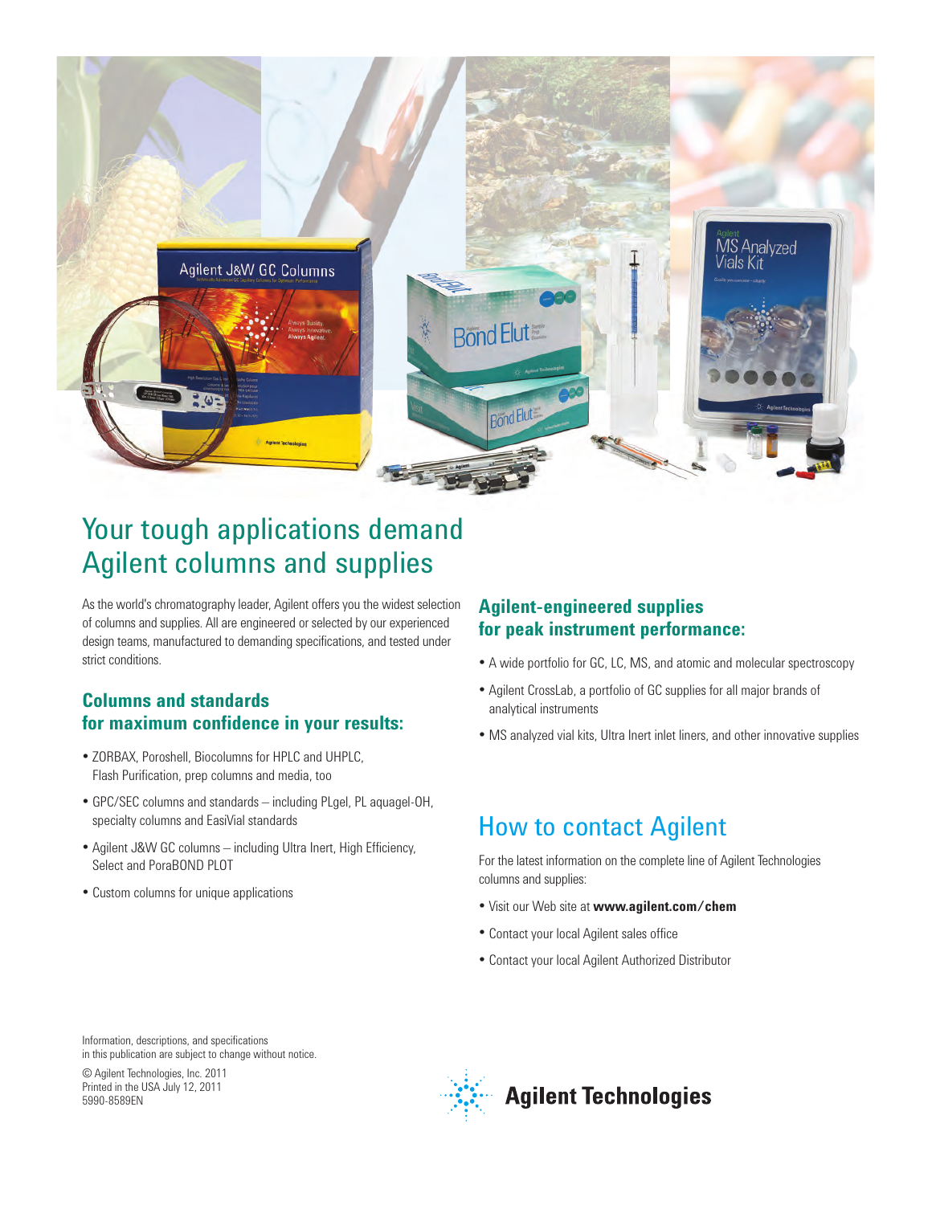# Your tough applications demand Agilent columns and supplies

As the world's chromatography leader, Agilent offers you the widest selection of columns and supplies. All are engineered or selected by our experienced design teams, manufactured to demanding specifications, and tested under strict conditions.

## Columns and standards for maximum confidence in your results:

- ZORBAX, Poroshell, Biocolumns for HPLC and UHPLC, Flash Purification, prep columns and media, too
- GPC/SEC columns and standards – including PLgel, PL aquagel-OH, specialty columns and EasiVial standards
- Agilent J&W GC columns – including Ultra Inert, High Efficiency, Select and PoraBOND PLOT
- Custom columns for unique applications

## Agilent-engineered supplies for peak instrument performance:

- A wide portfolio for GC, LC, MS, and atomic and molecular spectroscopy
- Agilent CrossLab, a portfolio of GC supplies for all major brands of analytical instruments
- MS analyzed vial kits, Ultra Inert inlet liners, and other innovative supplies

# How to contact Agilent

For the latest information on the complete line of Agilent Technologies columns and supplies:

- Visit our Web site at **www.agilent.com/chem**
- Contact your local Agilent sales office
- Contact your local Agilent Authorized Distributor

Information, descriptions, and specifications in this publication are subject to change without notice.

© Agilent Technologies, Inc. 2011
Printed in the USA July 12, 2011
5990-8589EN

**Agilent Technologies**